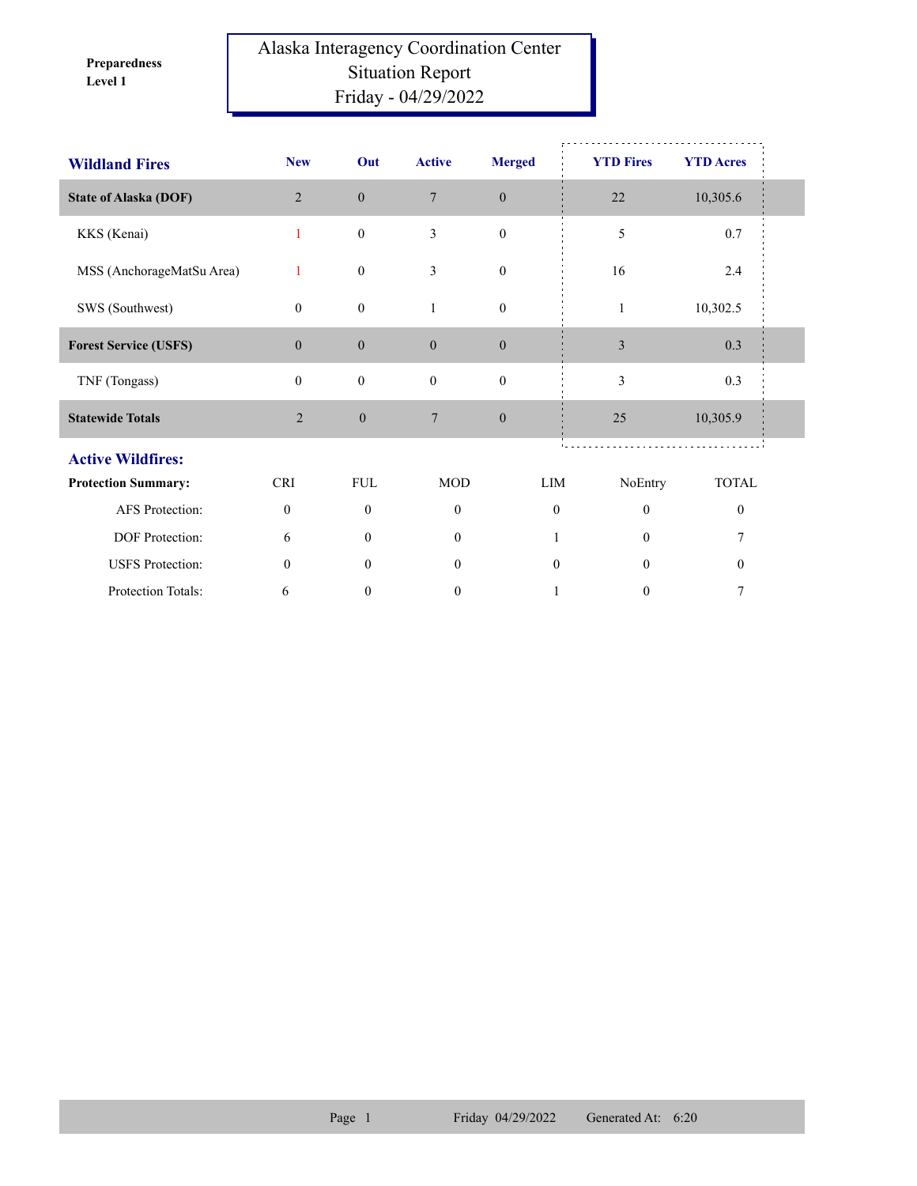**Preparedness Level 1**

# Alaska Interagency Coordination Center
## Situation Report
### Friday - 04/29/2022

| Wildland Fires | New | Out | Active | Merged | YTD Fires | YTD Acres |
|---|---|---|---|---|---|---|
| **State of Alaska (DOF)** | 2 | 0 | 7 | 0 | 22 | 10,305.6 |
| KKS (Kenai) | 1 | 0 | 3 | 0 | 5 | 0.7 |
| MSS (AnchorageMatSu Area) | 1 | 0 | 3 | 0 | 16 | 2.4 |
| SWS (Southwest) | 0 | 0 | 1 | 0 | 1 | 10,302.5 |
| **Forest Service (USFS)** | 0 | 0 | 0 | 0 | 3 | 0.3 |
| TNF (Tongass) | 0 | 0 | 0 | 0 | 3 | 0.3 |
| **Statewide Totals** | 2 | 0 | 7 | 0 | 25 | 10,305.9 |

## Active Wildfires:

| Protection Summary: | CRI | FUL | MOD | LIM | NoEntry | TOTAL |
|---|---|---|---|---|---|---|
| AFS Protection: | 0 | 0 | 0 | 0 | 0 | 0 |
| DOF Protection: | 6 | 0 | 0 | 1 | 0 | 7 |
| USFS Protection: | 0 | 0 | 0 | 0 | 0 | 0 |
| Protection Totals: | 6 | 0 | 0 | 1 | 0 | 7 |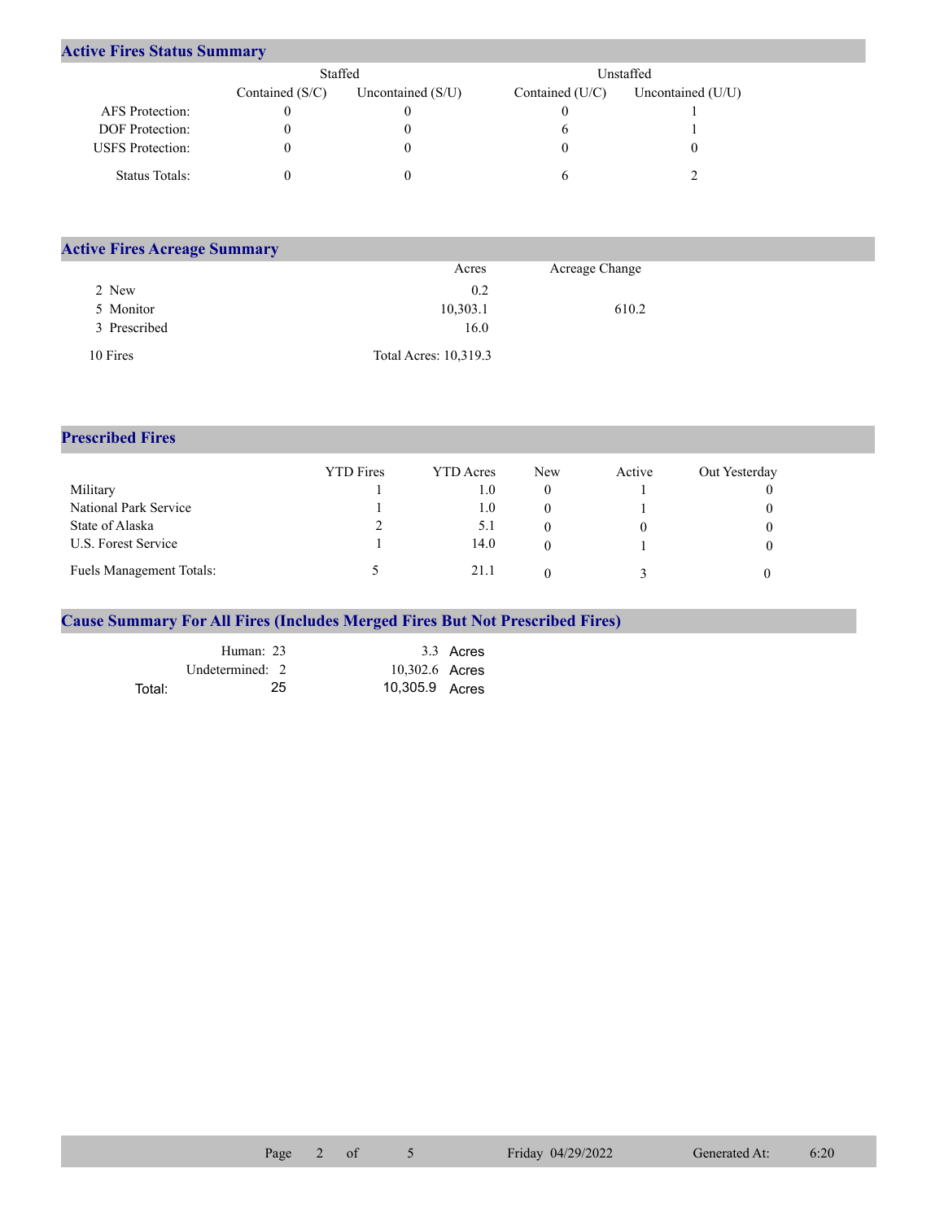## Active Fires Status Summary

| | Staffed | | Unstaffed | |
|---|---|---|---|---|
| | Contained (S/C) | Uncontained (S/U) | Contained (U/C) | Uncontained (U/U) |
| AFS Protection: | 0 | 0 | 0 | 1 |
| DOF Protection: | 0 | 0 | 6 | 1 |
| USFS Protection: | 0 | 0 | 0 | 0 |
| Status Totals: | 0 | 0 | 6 | 2 |

## Active Fires Acreage Summary

| | Acres | Acreage Change |
|---|---|---|
| 2 New | 0.2 | |
| 5 Monitor | 10,303.1 | 610.2 |
| 3 Prescribed | 16.0 | |
| 10 Fires | Total Acres: 10,319.3 | |

## Prescribed Fires

| | YTD Fires | YTD Acres | New | Active | Out Yesterday |
|---|---|---|---|---|---|
| Military | 1 | 1.0 | 0 | 1 | 0 |
| National Park Service | 1 | 1.0 | 0 | 1 | 0 |
| State of Alaska | 2 | 5.1 | 0 | 0 | 0 |
| U.S. Forest Service | 1 | 14.0 | 0 | 1 | 0 |
| Fuels Management Totals: | 5 | 21.1 | 0 | 3 | 0 |

## Cause Summary For All Fires (Includes Merged Fires But Not Prescribed Fires)

| | Fires | Acres |
|---|---|---|
| Human: | 23 | 3.3 Acres |
| Undetermined: | 2 | 10,302.6 Acres |
| Total: | 25 | 10,305.9 Acres |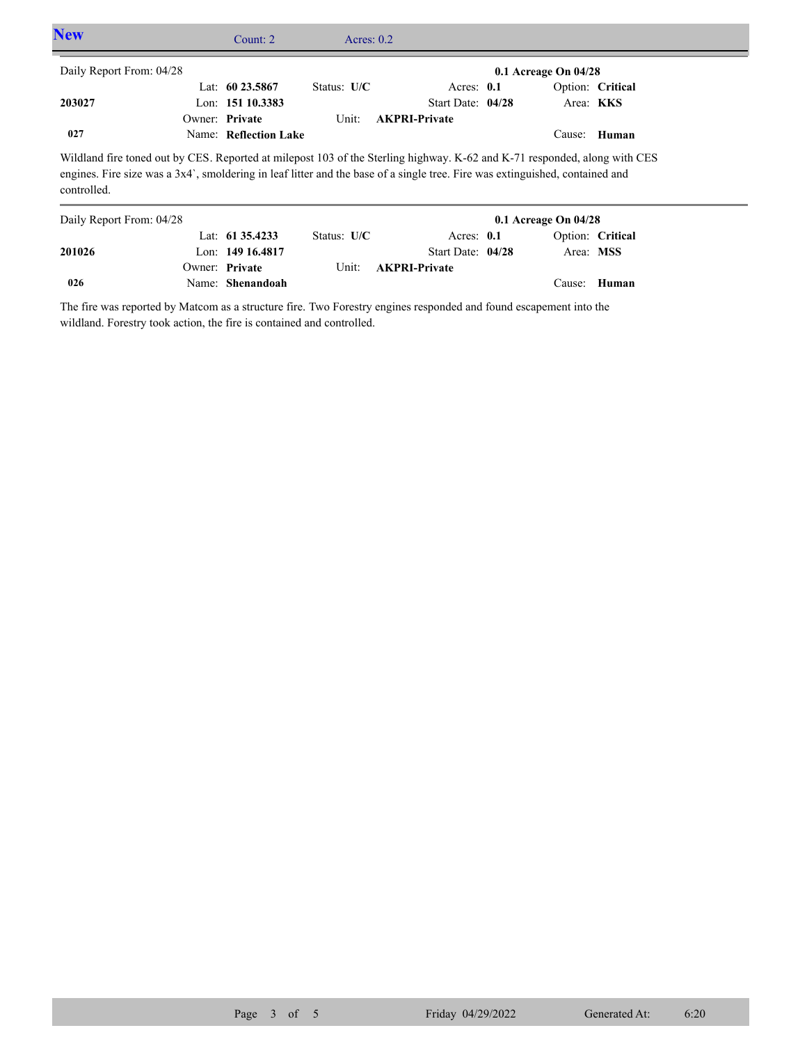## New

Count: 2 Acres: 0.2

| Daily Report From: 04/28 | | | | 0.1 Acreage On 04/28 |
|---|---|---|---|---|
| | Lat: **60 23.5867** | Status: **U/C** | Acres: **0.1** | Option: **Critical** |
| **203027** | Lon: **151 10.3383** | | Start Date: **04/28** | Area: **KKS** |
| | Owner: **Private** | Unit: **AKPRI-Private** | | |
| **027** | Name: **Reflection Lake** | | | Cause: **Human** |

Wildland fire toned out by CES. Reported at milepost 103 of the Sterling highway. K-62 and K-71 responded, along with CES engines. Fire size was a 3x4`, smoldering in leaf litter and the base of a single tree. Fire was extinguished, contained and controlled.

| Daily Report From: 04/28 | | | | 0.1 Acreage On 04/28 |
|---|---|---|---|---|
| | Lat: **61 35.4233** | Status: **U/C** | Acres: **0.1** | Option: **Critical** |
| **201026** | Lon: **149 16.4817** | | Start Date: **04/28** | Area: **MSS** |
| | Owner: **Private** | Unit: **AKPRI-Private** | | |
| **026** | Name: **Shenandoah** | | | Cause: **Human** |

The fire was reported by Matcom as a structure fire. Two Forestry engines responded and found escapement into the wildland. Forestry took action, the fire is contained and controlled.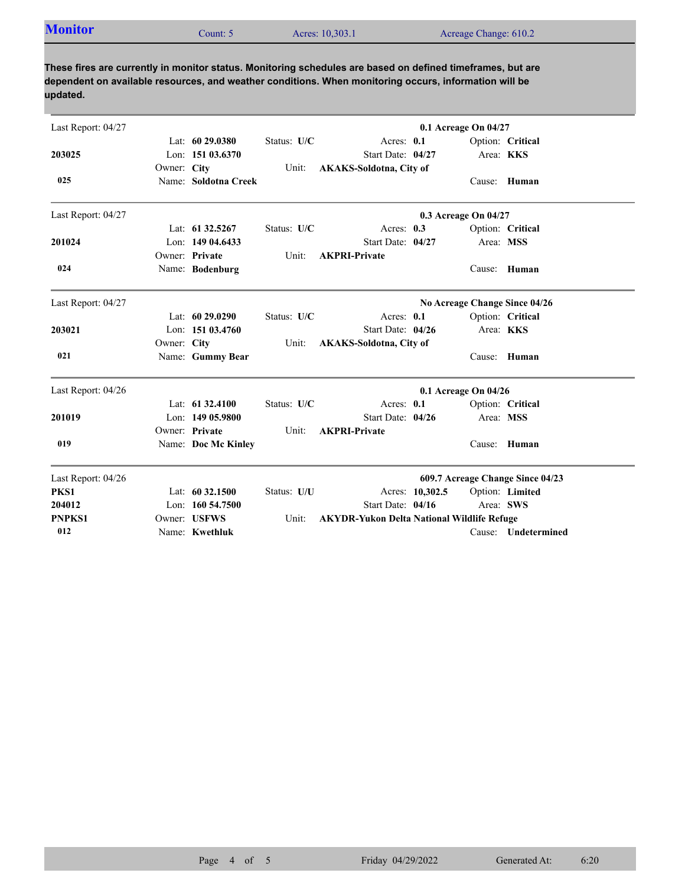## Monitor

Count: 5 | Acres: 10,303.1 | Acreage Change: 610.2

**These fires are currently in monitor status. Monitoring schedules are based on defined timeframes, but are dependent on available resources, and weather conditions. When monitoring occurs, information will be updated.**

---

Last Report: 04/27 — **0.1 Acreage On 04/27**

**203025**
**025**

Lat: **60 29.0380** | Status: **U/C** | Acres: **0.1** | Option: **Critical**
Lon: **151 03.6370** | Start Date: **04/27** | Area: **KKS**
Owner: **City** | Unit: **AKAKS-Soldotna, City of**
Name: **Soldotna Creek** | Cause: **Human**

---

Last Report: 04/27 — **0.3 Acreage On 04/27**

**201024**
**024**

Lat: **61 32.5267** | Status: **U/C** | Acres: **0.3** | Option: **Critical**
Lon: **149 04.6433** | Start Date: **04/27** | Area: **MSS**
Owner: **Private** | Unit: **AKPRI-Private**
Name: **Bodenburg** | Cause: **Human**

---

Last Report: 04/27 — **No Acreage Change Since 04/26**

**203021**
**021**

Lat: **60 29.0290** | Status: **U/C** | Acres: **0.1** | Option: **Critical**
Lon: **151 03.4760** | Start Date: **04/26** | Area: **KKS**
Owner: **City** | Unit: **AKAKS-Soldotna, City of**
Name: **Gummy Bear** | Cause: **Human**

---

Last Report: 04/26 — **0.1 Acreage On 04/26**

**201019**
**019**

Lat: **61 32.4100** | Status: **U/C** | Acres: **0.1** | Option: **Critical**
Lon: **149 05.9800** | Start Date: **04/26** | Area: **MSS**
Owner: **Private** | Unit: **AKPRI-Private**
Name: **Doc Mc Kinley** | Cause: **Human**

---

Last Report: 04/26 — **609.7 Acreage Change Since 04/23**

**PKS1**
**204012**
**PNPKS1**
**012**

Lat: **60 32.1500** | Status: **U/U** | Acres: **10,302.5** | Option: **Limited**
Lon: **160 54.7500** | Start Date: **04/16** | Area: **SWS**
Owner: **USFWS** | Unit: **AKYDR-Yukon Delta National Wildlife Refuge**
Name: **Kwethluk** | Cause: **Undetermined**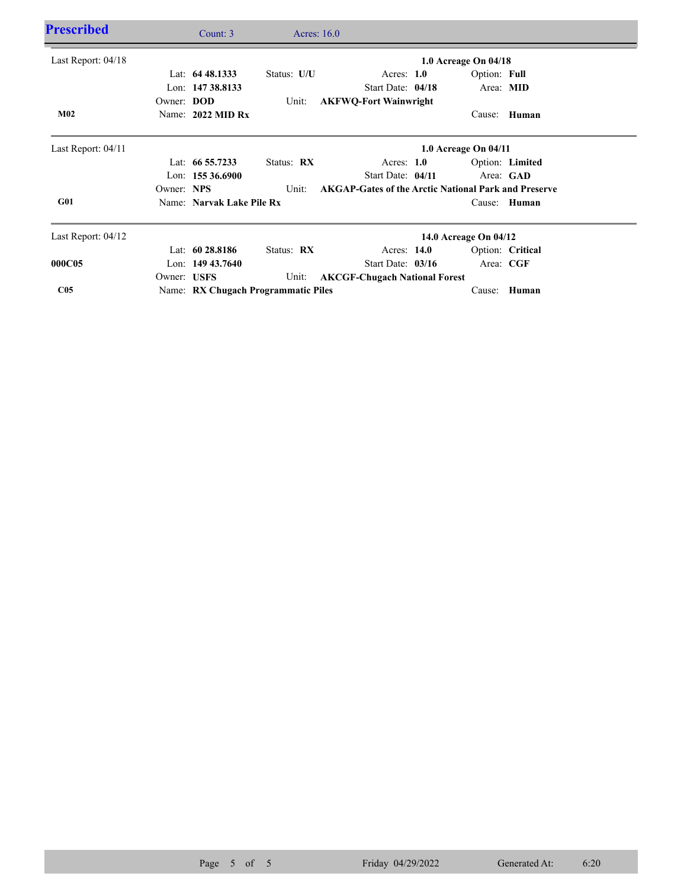## Prescribed

Count: 3 Acres: 16.0

---

Last Report: 04/18

**1.0 Acreage On 04/18**

Lat: **64 48.1333** Status: **U/U** Acres: **1.0** Option: **Full**

Lon: **147 38.8133** Start Date: **04/18** Area: **MID**

Owner: **DOD** Unit: **AKFWQ-Fort Wainwright**

**M02** Name: **2022 MID Rx** Cause: **Human**

---

Last Report: 04/11

**1.0 Acreage On 04/11**

Lat: **66 55.7233** Status: **RX** Acres: **1.0** Option: **Limited**

Lon: **155 36.6900** Start Date: **04/11** Area: **GAD**

Owner: **NPS** Unit: **AKGAP-Gates of the Arctic National Park and Preserve**

**G01** Name: **Narvak Lake Pile Rx** Cause: **Human**

---

Last Report: 04/12

**14.0 Acreage On 04/12**

Lat: **60 28.8186** Status: **RX** Acres: **14.0** Option: **Critical**

**000C05** Lon: **149 43.7640** Start Date: **03/16** Area: **CGF**

Owner: **USFS** Unit: **AKCGF-Chugach National Forest**

**C05** Name: **RX Chugach Programmatic Piles** Cause: **Human**